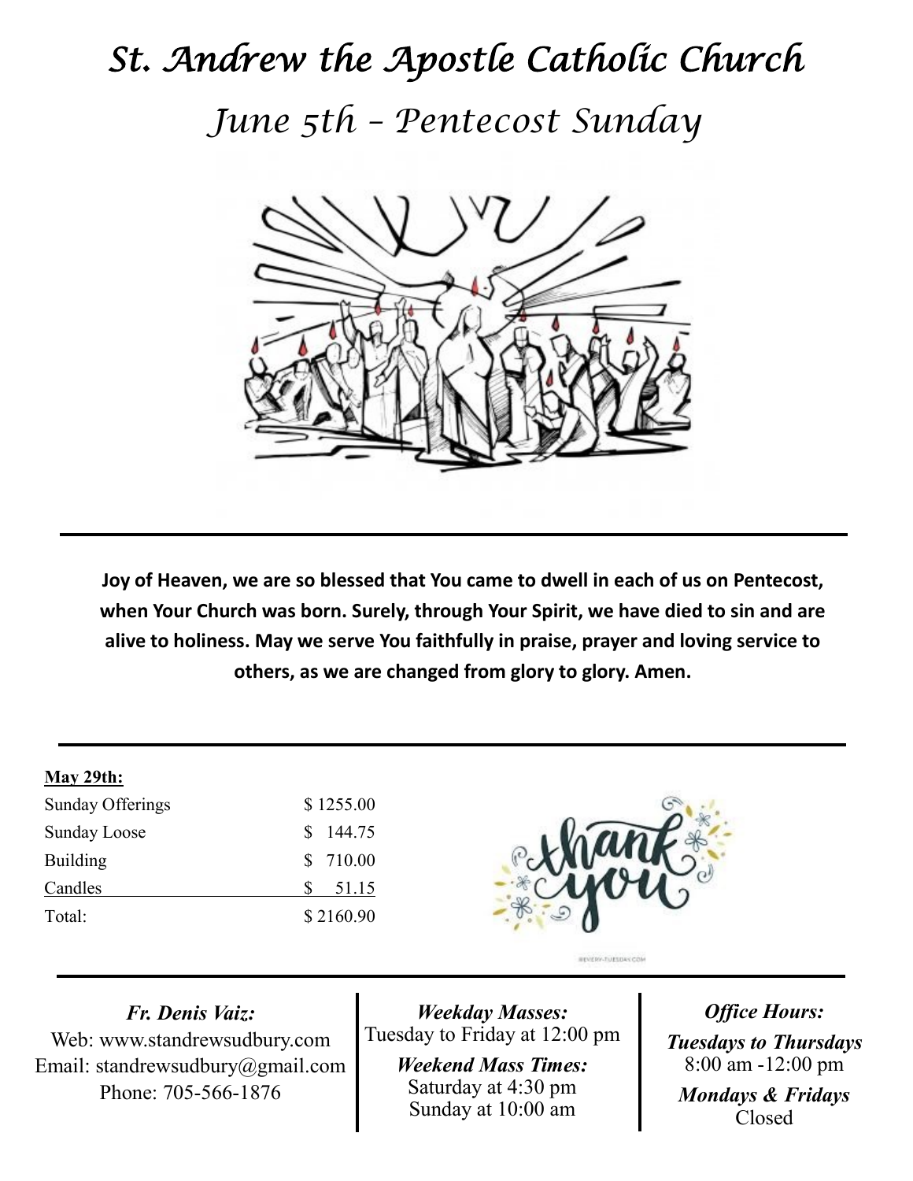# *St. Andrew the Apostle Catholic Church*

## *June 5th – Pentecost Sunday*

**Joy of Heaven, we are so blessed that You came to dwell in each of us on Pentecost, when Your Church was born. Surely, through Your Spirit, we have died to sin and are alive to holiness. May we serve You faithfully in praise, prayer and loving service to others, as we are changed from glory to glory. Amen.**

**May 29th:**

| | |
|---|---|
| Sunday Offerings | $ 1255.00 |
| Sunday Loose | $ 144.75 |
| Building | $ 710.00 |
| Candles | $ 51.15 |
| Total: | $ 2160.90 |

***Fr. Denis Vaiz:***
Web: www.standrewsudbury.com
Email: standrewsudbury@gmail.com
Phone: 705-566-1876

***Weekday Masses:***
Tuesday to Friday at 12:00 pm

***Weekend Mass Times:***
Saturday at 4:30 pm
Sunday at 10:00 am

***Office Hours:***

***Tuesdays to Thursdays***
8:00 am -12:00 pm

***Mondays & Fridays***
Closed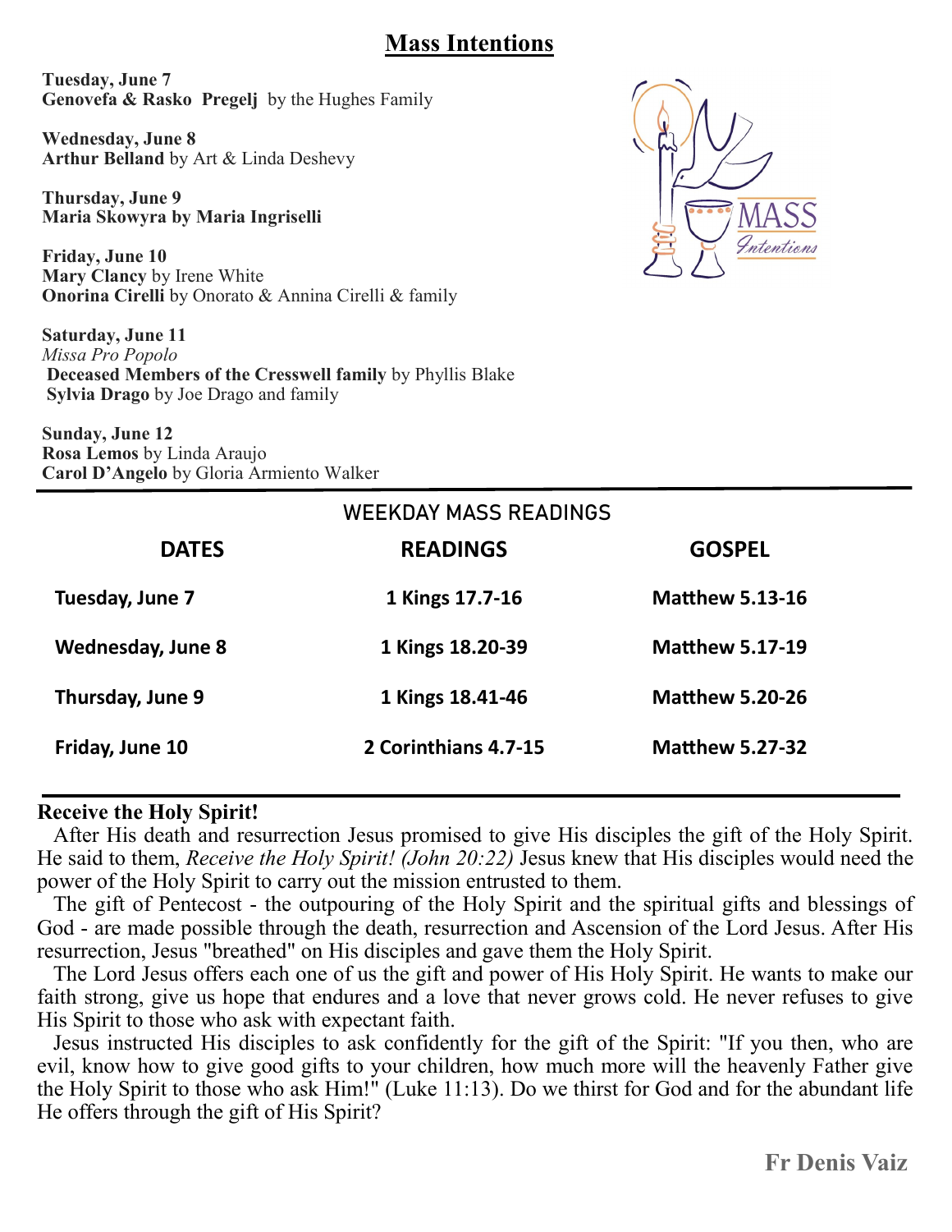# Mass Intentions

**Tuesday, June 7**
**Genovefa & Rasko Pregelj** by the Hughes Family

**Wednesday, June 8**
**Arthur Belland** by Art & Linda Deshevy

**Thursday, June 9**
**Maria Skowyra by Maria Ingriselli**

**Friday, June 10**
**Mary Clancy** by Irene White
**Onorina Cirelli** by Onorato & Annina Cirelli & family

**Saturday, June 11**
*Missa Pro Popolo*
**Deceased Members of the Cresswell family** by Phyllis Blake
**Sylvia Drago** by Joe Drago and family

**Sunday, June 12**
**Rosa Lemos** by Linda Araujo
**Carol D'Angelo** by Gloria Armiento Walker

## WEEKDAY MASS READINGS

| DATES | READINGS | GOSPEL |
|---|---|---|
| Tuesday, June 7 | 1 Kings 17.7-16 | Matthew 5.13-16 |
| Wednesday, June 8 | 1 Kings 18.20-39 | Matthew 5.17-19 |
| Thursday, June 9 | 1 Kings 18.41-46 | Matthew 5.20-26 |
| Friday, June 10 | 2 Corinthians 4.7-15 | Matthew 5.27-32 |

## Receive the Holy Spirit!

After His death and resurrection Jesus promised to give His disciples the gift of the Holy Spirit. He said to them, *Receive the Holy Spirit! (John 20:22)* Jesus knew that His disciples would need the power of the Holy Spirit to carry out the mission entrusted to them.

The gift of Pentecost - the outpouring of the Holy Spirit and the spiritual gifts and blessings of God - are made possible through the death, resurrection and Ascension of the Lord Jesus. After His resurrection, Jesus "breathed" on His disciples and gave them the Holy Spirit.

The Lord Jesus offers each one of us the gift and power of His Holy Spirit. He wants to make our faith strong, give us hope that endures and a love that never grows cold. He never refuses to give His Spirit to those who ask with expectant faith.

Jesus instructed His disciples to ask confidently for the gift of the Spirit: "If you then, who are evil, know how to give good gifts to your children, how much more will the heavenly Father give the Holy Spirit to those who ask Him!" (Luke 11:13). Do we thirst for God and for the abundant life He offers through the gift of His Spirit?

**Fr Denis Vaiz**